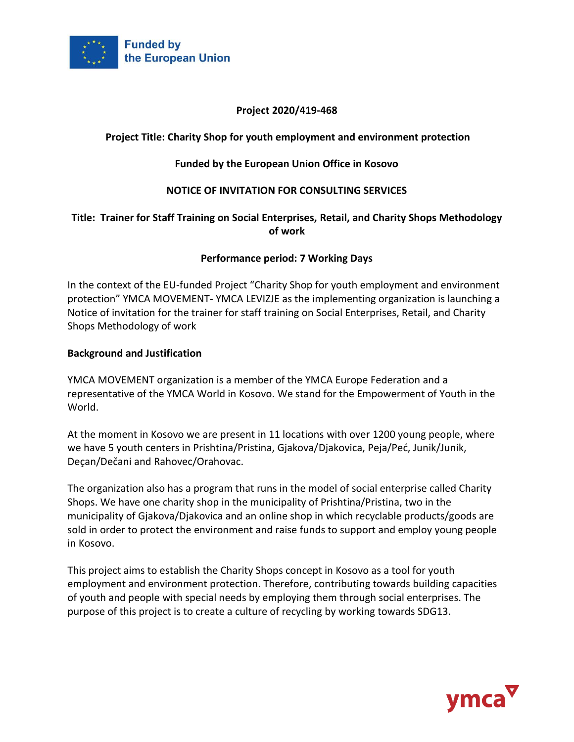Funded by the European Union

**Project 2020/419-468**

**Project Title: Charity Shop for youth employment and environment protection**

**Funded by the European Union Office in Kosovo**

**NOTICE OF INVITATION FOR CONSULTING SERVICES**

**Title: Trainer for Staff Training on Social Enterprises, Retail, and Charity Shops Methodology of work**

**Performance period: 7 Working Days**

In the context of the EU-funded Project "Charity Shop for youth employment and environment protection" YMCA MOVEMENT- YMCA LEVIZJE as the implementing organization is launching a Notice of invitation for the trainer for staff training on Social Enterprises, Retail, and Charity Shops Methodology of work

**Background and Justification**

YMCA MOVEMENT organization is a member of the YMCA Europe Federation and a representative of the YMCA World in Kosovo. We stand for the Empowerment of Youth in the World.

At the moment in Kosovo we are present in 11 locations with over 1200 young people, where we have 5 youth centers in Prishtina/Pristina, Gjakova/Djakovica, Peja/Peć, Junik/Junik, Deçan/Dečani and Rahovec/Orahovac.

The organization also has a program that runs in the model of social enterprise called Charity Shops. We have one charity shop in the municipality of Prishtina/Pristina, two in the municipality of Gjakova/Djakovica and an online shop in which recyclable products/goods are sold in order to protect the environment and raise funds to support and employ young people in Kosovo.

This project aims to establish the Charity Shops concept in Kosovo as a tool for youth employment and environment protection. Therefore, contributing towards building capacities of youth and people with special needs by employing them through social enterprises. The purpose of this project is to create a culture of recycling by working towards SDG13.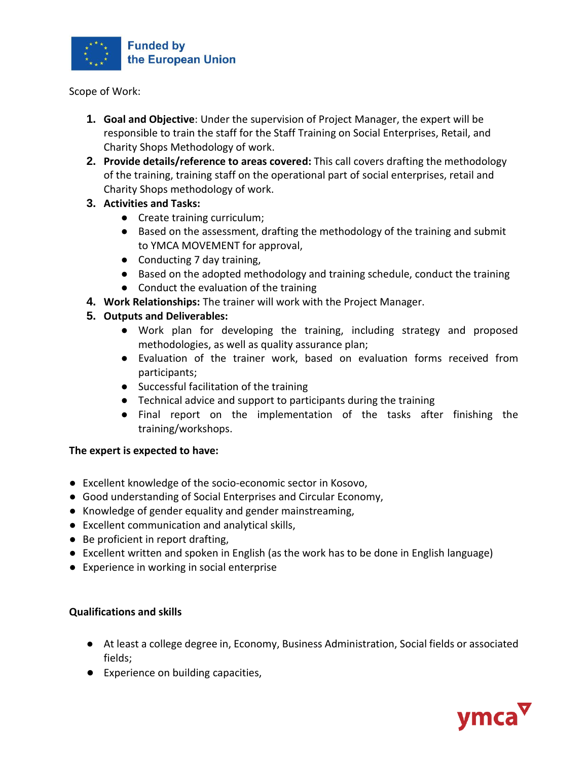Scope of Work:

1. **Goal and Objective**: Under the supervision of Project Manager, the expert will be responsible to train the staff for the Staff Training on Social Enterprises, Retail, and Charity Shops Methodology of work.
2. **Provide details/reference to areas covered:** This call covers drafting the methodology of the training, training staff on the operational part of social enterprises, retail and Charity Shops methodology of work.
3. **Activities and Tasks:**
   - Create training curriculum;
   - Based on the assessment, drafting the methodology of the training and submit to YMCA MOVEMENT for approval,
   - Conducting 7 day training,
   - Based on the adopted methodology and training schedule, conduct the training
   - Conduct the evaluation of the training
4. **Work Relationships:** The trainer will work with the Project Manager.
5. **Outputs and Deliverables:**
   - Work plan for developing the training, including strategy and proposed methodologies, as well as quality assurance plan;
   - Evaluation of the trainer work, based on evaluation forms received from participants;
   - Successful facilitation of the training
   - Technical advice and support to participants during the training
   - Final report on the implementation of the tasks after finishing the training/workshops.

**The expert is expected to have:**

- Excellent knowledge of the socio-economic sector in Kosovo,
- Good understanding of Social Enterprises and Circular Economy,
- Knowledge of gender equality and gender mainstreaming,
- Excellent communication and analytical skills,
- Be proficient in report drafting,
- Excellent written and spoken in English (as the work has to be done in English language)
- Experience in working in social enterprise

**Qualifications and skills**

- At least a college degree in, Economy, Business Administration, Social fields or associated fields;
- Experience on building capacities,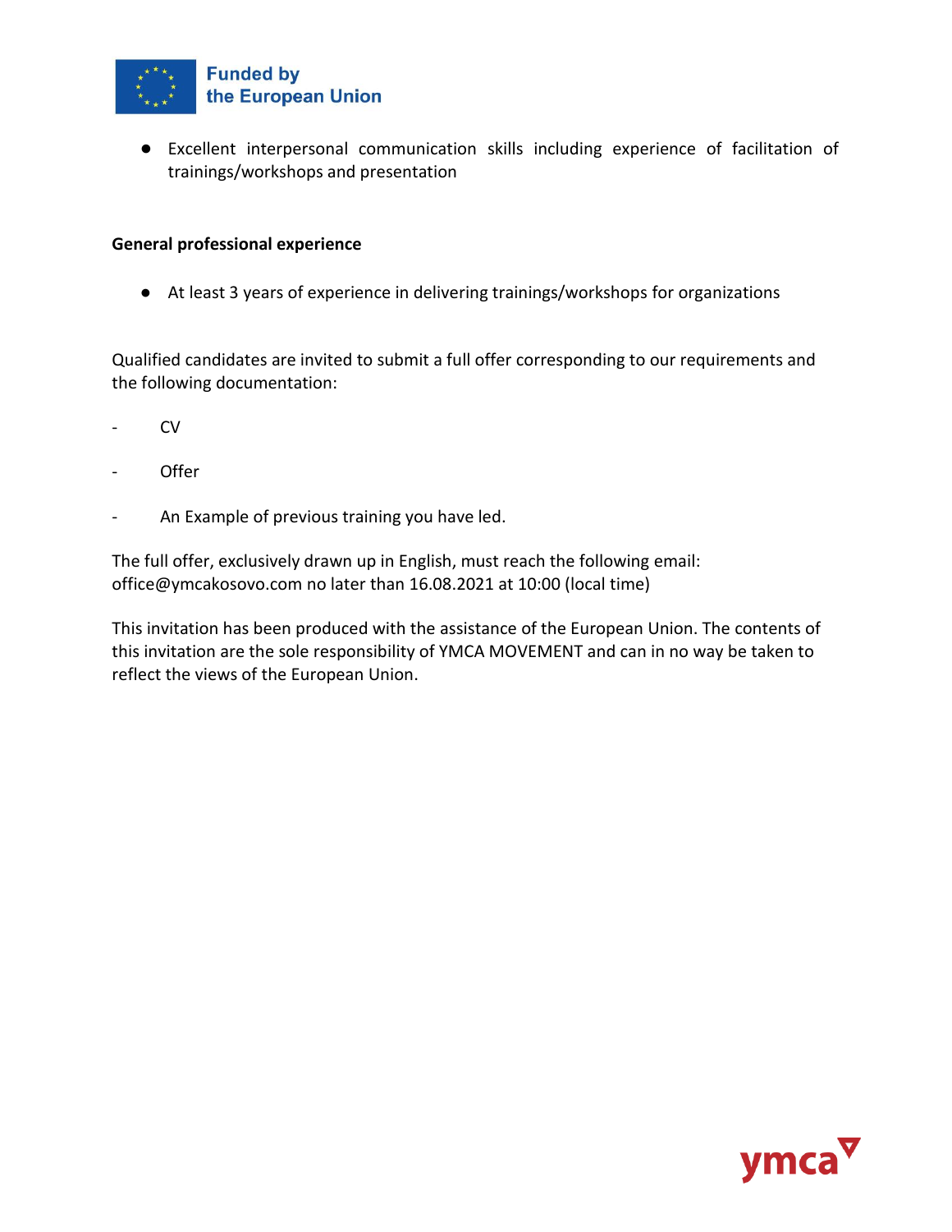- Excellent interpersonal communication skills including experience of facilitation of trainings/workshops and presentation

**General professional experience**

- At least 3 years of experience in delivering trainings/workshops for organizations

Qualified candidates are invited to submit a full offer corresponding to our requirements and the following documentation:

- CV
- Offer
- An Example of previous training you have led.

The full offer, exclusively drawn up in English, must reach the following email: office@ymcakosovo.com no later than 16.08.2021 at 10:00 (local time)

This invitation has been produced with the assistance of the European Union. The contents of this invitation are the sole responsibility of YMCA MOVEMENT and can in no way be taken to reflect the views of the European Union.